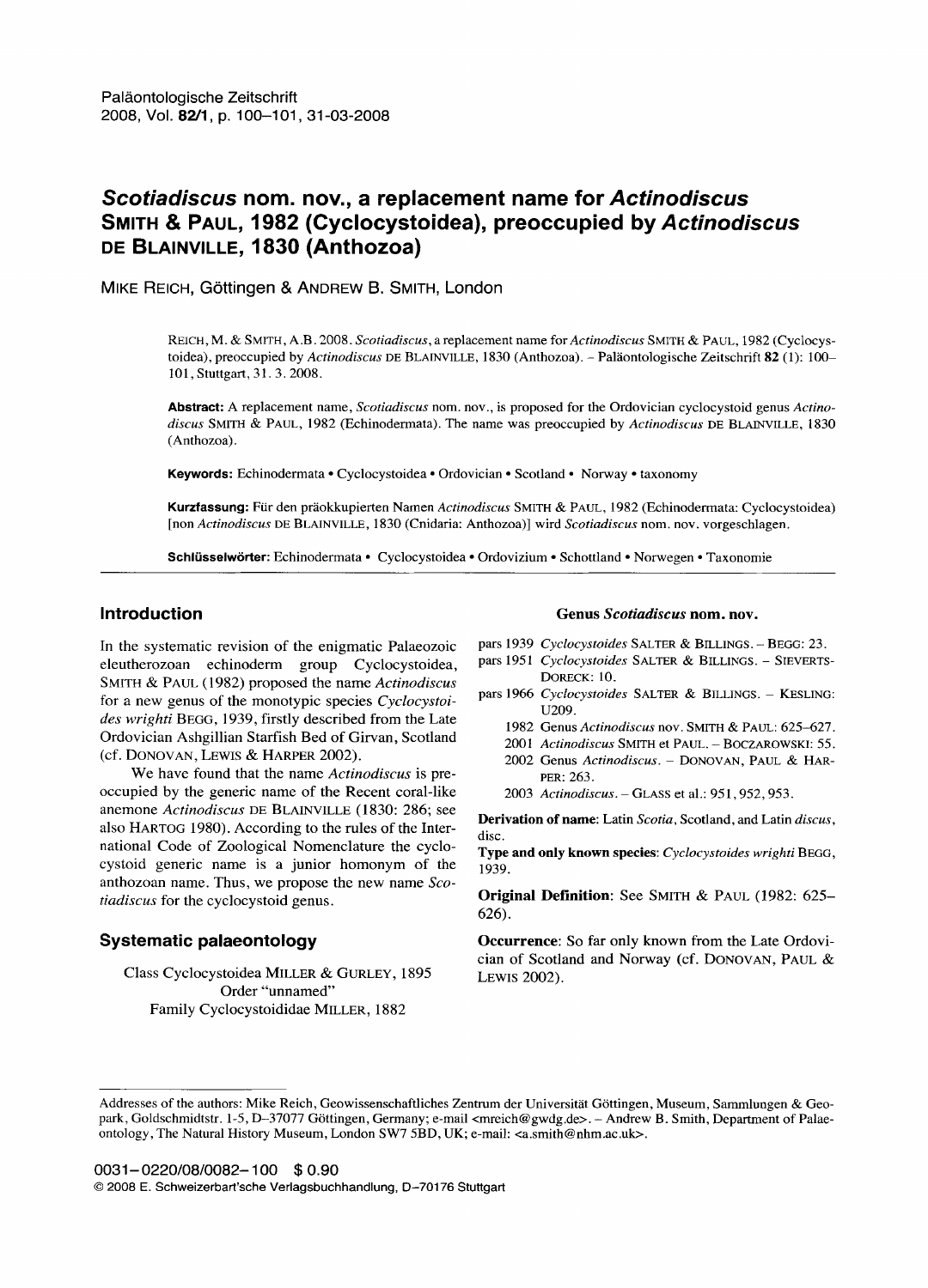# *Scotiadiscus* nom. nov., a replacement name for *Actinodiscus* Smith & Paul, 1982 (Cyclocystoidea), preoccupied by *Actinodiscus* de Blainville, 1830 (Anthozoa)

Mike Reich, Göttingen & Andrew B. Smith, London

Reich, M. & Smith, A.B. 2008. *Scotiadiscus*, a replacement name for *Actinodiscus* Smith & Paul, 1982 (Cyclocystoidea), preoccupied by *Actinodiscus* de Blainville, 1830 (Anthozoa). – Paläontologische Zeitschrift **82** (1): 100–101, Stuttgart, 31. 3. 2008.

**Abstract:** A replacement name, *Scotiadiscus* nom. nov., is proposed for the Ordovician cyclocystoid genus *Actinodiscus* Smith & Paul, 1982 (Echinodermata). The name was preoccupied by *Actinodiscus* de Blainville, 1830 (Anthozoa).

**Keywords:** Echinodermata • Cyclocystoidea • Ordovician • Scotland • Norway • taxonomy

**Kurzfassung:** Für den präokkupierten Namen *Actinodiscus* Smith & Paul, 1982 (Echinodermata: Cyclocystoidea) [non *Actinodiscus* de Blainville, 1830 (Cnidaria: Anthozoa)] wird *Scotiadiscus* nom. nov. vorgeschlagen.

**Schlüsselwörter:** Echinodermata • Cyclocystoidea • Ordovizium • Schottland • Norwegen • Taxonomie

## Introduction

In the systematic revision of the enigmatic Palaeozoic eleutherozoan echinoderm group Cyclocystoidea, Smith & Paul (1982) proposed the name *Actinodiscus* for a new genus of the monotypic species *Cyclocystoides wrighti* Begg, 1939, firstly described from the Late Ordovician Ashgillian Starfish Bed of Girvan, Scotland (cf. Donovan, Lewis & Harper 2002).

We have found that the name *Actinodiscus* is preoccupied by the generic name of the Recent coral-like anemone *Actinodiscus* de Blainville (1830: 286; see also Hartog 1980). According to the rules of the International Code of Zoological Nomenclature the cyclocystoid generic name is a junior homonym of the anthozoan name. Thus, we propose the new name *Scotiadiscus* for the cyclocystoid genus.

## Systematic palaeontology

Class Cyclocystoidea Miller & Gurley, 1895
Order "unnamed"
Family Cyclocystoididae Miller, 1882

### Genus *Scotiadiscus* nom. nov.

pars 1939 *Cyclocystoides* Salter & Billings. – Begg: 23.
pars 1951 *Cyclocystoides* Salter & Billings. – Sieverts-Doreck: 10.
pars 1966 *Cyclocystoides* Salter & Billings. – Kesling: U209.
1982 Genus *Actinodiscus* nov. Smith & Paul: 625–627.
2001 *Actinodiscus* Smith et Paul. – Boczarowski: 55.
2002 Genus *Actinodiscus*. – Donovan, Paul & Harper: 263.
2003 *Actinodiscus*. – Glass et al.: 951, 952, 953.

**Derivation of name**: Latin *Scotia*, Scotland, and Latin *discus*, disc.

**Type and only known species**: *Cyclocystoides wrighti* Begg, 1939.

**Original Definition**: See Smith & Paul (1982: 625–626).

**Occurrence**: So far only known from the Late Ordovician of Scotland and Norway (cf. Donovan, Paul & Lewis 2002).

---

Addresses of the authors: Mike Reich, Geowissenschaftliches Zentrum der Universität Göttingen, Museum, Sammlungen & Geopark, Goldschmidtstr. 1-5, D-37077 Göttingen, Germany; e-mail <mreich@gwdg.de>. – Andrew B. Smith, Department of Palaeontology, The Natural History Museum, London SW7 5BD, UK; e-mail: <a.smith@nhm.ac.uk>.

0031–0220/08/0082–100 $ 0.90
© 2008 E. Schweizerbart'sche Verlagsbuchhandlung, D-70176 Stuttgart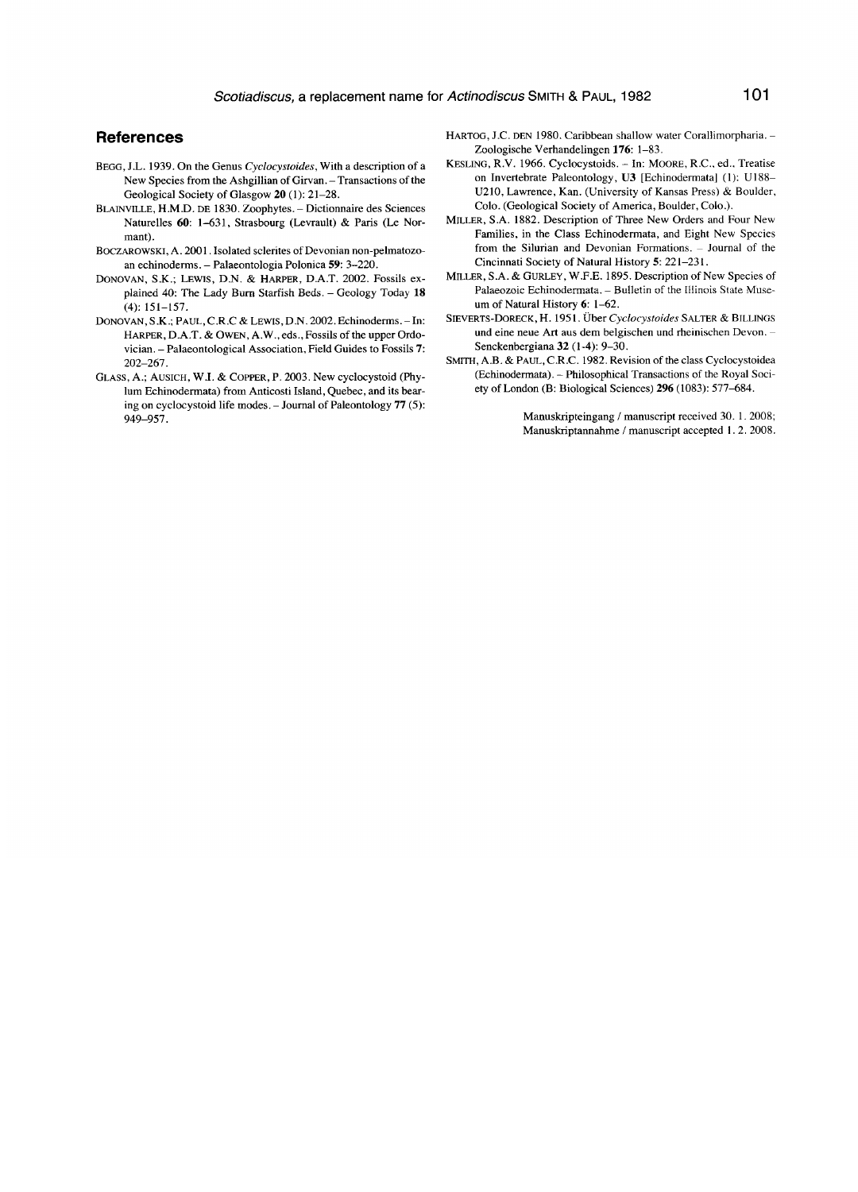## References

BEGG, J.L. 1939. On the Genus *Cyclocystoides*, With a description of a New Species from the Ashgillian of Girvan. – Transactions of the Geological Society of Glasgow **20** (1): 21–28.

BLAINVILLE, H.M.D. DE 1830. Zoophytes. – Dictionnaire des Sciences Naturelles **60**: 1–631, Strasbourg (Levrault) & Paris (Le Normant).

BOCZAROWSKI, A. 2001. Isolated sclerites of Devonian non-pelmatozoan echinoderms. – Palaeontologia Polonica **59**: 3–220.

DONOVAN, S.K.; LEWIS, D.N. & HARPER, D.A.T. 2002. Fossils explained 40: The Lady Burn Starfish Beds. – Geology Today **18** (4): 151–157.

DONOVAN, S.K.; PAUL, C.R.C & LEWIS, D.N. 2002. Echinoderms. – In: HARPER, D.A.T. & OWEN, A.W., eds., Fossils of the upper Ordovician. – Palaeontological Association, Field Guides to Fossils **7**: 202–267.

GLASS, A.; AUSICH, W.I. & COPPER, P. 2003. New cyclocystoid (Phylum Echinodermata) from Anticosti Island, Quebec, and its bearing on cyclocystoid life modes. – Journal of Paleontology **77** (5): 949–957.

HARTOG, J.C. DEN 1980. Caribbean shallow water Corallimorpharia. – Zoologische Verhandelingen **176**: 1–83.

KESLING, R.V. 1966. Cyclocystoids. – In: MOORE, R.C., ed., Treatise on Invertebrate Paleontology, **U3** [Echinodermata] (1): U188–U210, Lawrence, Kan. (University of Kansas Press) & Boulder, Colo. (Geological Society of America, Boulder, Colo.).

MILLER, S.A. 1882. Description of Three New Orders and Four New Families, in the Class Echinodermata, and Eight New Species from the Silurian and Devonian Formations. – Journal of the Cincinnati Society of Natural History **5**: 221–231.

MILLER, S.A. & GURLEY, W.F.E. 1895. Description of New Species of Palaeozoic Echinodermata. – Bulletin of the Illinois State Museum of Natural History **6**: 1–62.

SIEVERTS-DORECK, H. 1951. Über *Cyclocystoides* SALTER & BILLINGS und eine neue Art aus dem belgischen und rheinischen Devon. – Senckenbergiana **32** (1-4): 9–30.

SMITH, A.B. & PAUL, C.R.C. 1982. Revision of the class Cyclocystoidea (Echinodermata). – Philosophical Transactions of the Royal Society of London (B: Biological Sciences) **296** (1083): 577–684.

Manuskripteingang / manuscript received 30. 1. 2008;
Manuskriptannahme / manuscript accepted 1. 2. 2008.